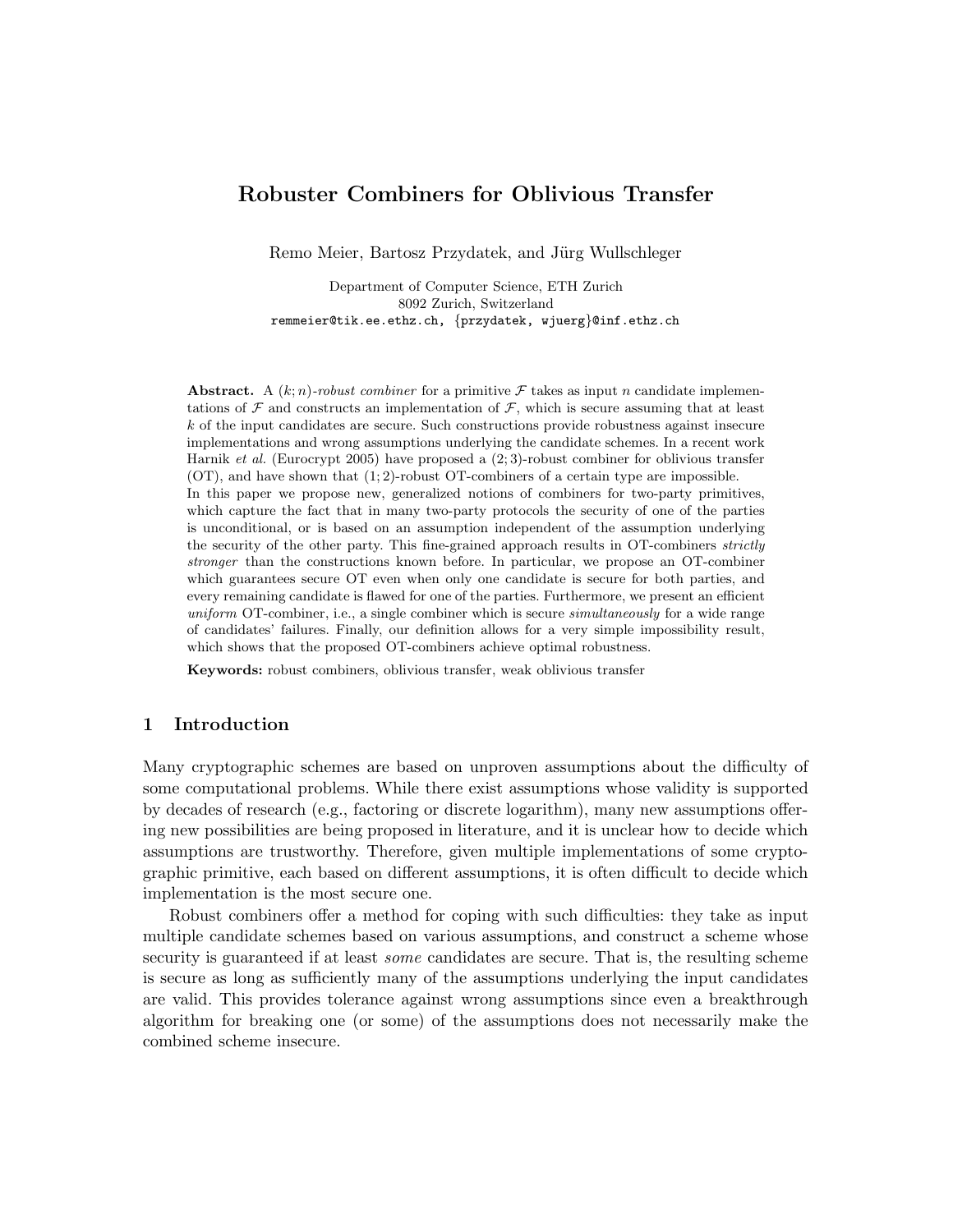# Robuster Combiners for Oblivious Transfer

Remo Meier, Bartosz Przydatek, and Jürg Wullschleger

Department of Computer Science, ETH Zurich
8092 Zurich, Switzerland
remmeier@tik.ee.ethz.ch, {przydatek, wjuerg}@inf.ethz.ch

**Abstract.** A $(k;n)$-*robust combiner* for a primitive $\mathcal{F}$ takes as input $n$ candidate implementations of $\mathcal{F}$ and constructs an implementation of $\mathcal{F}$, which is secure assuming that at least $k$ of the input candidates are secure. Such constructions provide robustness against insecure implementations and wrong assumptions underlying the candidate schemes. In a recent work Harnik *et al.* (Eurocrypt 2005) have proposed a $(2;3)$-robust combiner for oblivious transfer (OT), and have shown that $(1;2)$-robust OT-combiners of a certain type are impossible.
In this paper we propose new, generalized notions of combiners for two-party primitives, which capture the fact that in many two-party protocols the security of one of the parties is unconditional, or is based on an assumption independent of the assumption underlying the security of the other party. This fine-grained approach results in OT-combiners *strictly stronger* than the constructions known before. In particular, we propose an OT-combiner which guarantees secure OT even when only one candidate is secure for both parties, and every remaining candidate is flawed for one of the parties. Furthermore, we present an efficient *uniform* OT-combiner, i.e., a single combiner which is secure *simultaneously* for a wide range of candidates' failures. Finally, our definition allows for a very simple impossibility result, which shows that the proposed OT-combiners achieve optimal robustness.

**Keywords:** robust combiners, oblivious transfer, weak oblivious transfer

## 1 Introduction

Many cryptographic schemes are based on unproven assumptions about the difficulty of some computational problems. While there exist assumptions whose validity is supported by decades of research (e.g., factoring or discrete logarithm), many new assumptions offering new possibilities are being proposed in literature, and it is unclear how to decide which assumptions are trustworthy. Therefore, given multiple implementations of some cryptographic primitive, each based on different assumptions, it is often difficult to decide which implementation is the most secure one.

Robust combiners offer a method for coping with such difficulties: they take as input multiple candidate schemes based on various assumptions, and construct a scheme whose security is guaranteed if at least *some* candidates are secure. That is, the resulting scheme is secure as long as sufficiently many of the assumptions underlying the input candidates are valid. This provides tolerance against wrong assumptions since even a breakthrough algorithm for breaking one (or some) of the assumptions does not necessarily make the combined scheme insecure.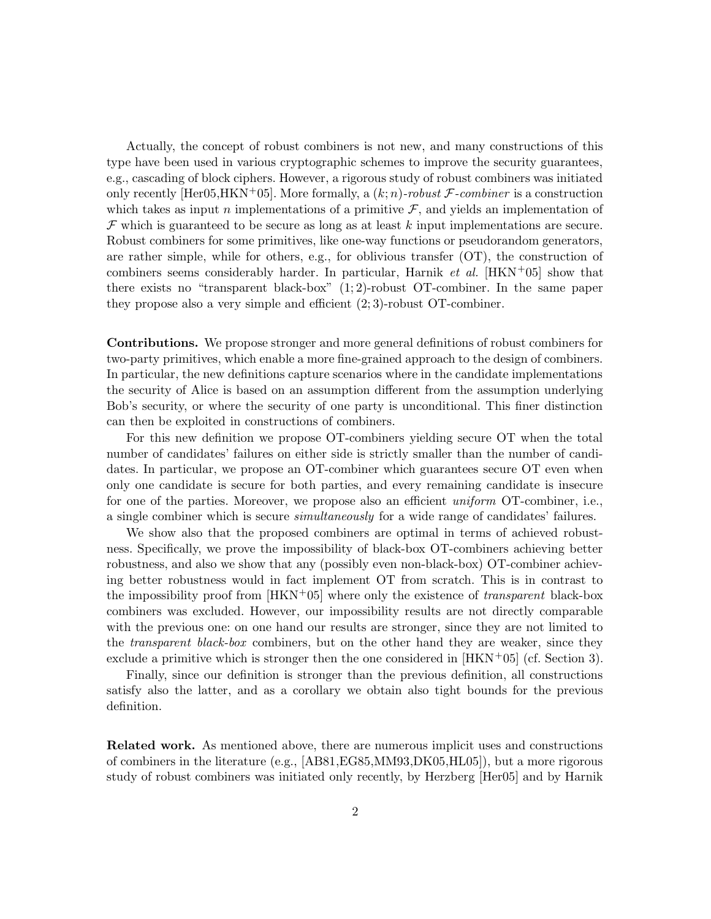Actually, the concept of robust combiners is not new, and many constructions of this type have been used in various cryptographic schemes to improve the security guarantees, e.g., cascading of block ciphers. However, a rigorous study of robust combiners was initiated only recently [Her05,HKN+05]. More formally, a $(k;n)$*-robust* $\mathcal{F}$*-combiner* is a construction which takes as input $n$ implementations of a primitive $\mathcal{F}$, and yields an implementation of $\mathcal{F}$ which is guaranteed to be secure as long as at least $k$ input implementations are secure. Robust combiners for some primitives, like one-way functions or pseudorandom generators, are rather simple, while for others, e.g., for oblivious transfer (OT), the construction of combiners seems considerably harder. In particular, Harnik *et al.* [HKN+05] show that there exists no "transparent black-box" $(1;2)$-robust OT-combiner. In the same paper they propose also a very simple and efficient $(2;3)$-robust OT-combiner.

**Contributions.** We propose stronger and more general definitions of robust combiners for two-party primitives, which enable a more fine-grained approach to the design of combiners. In particular, the new definitions capture scenarios where in the candidate implementations the security of Alice is based on an assumption different from the assumption underlying Bob's security, or where the security of one party is unconditional. This finer distinction can then be exploited in constructions of combiners.

For this new definition we propose OT-combiners yielding secure OT when the total number of candidates' failures on either side is strictly smaller than the number of candidates. In particular, we propose an OT-combiner which guarantees secure OT even when only one candidate is secure for both parties, and every remaining candidate is insecure for one of the parties. Moreover, we propose also an efficient *uniform* OT-combiner, i.e., a single combiner which is secure *simultaneously* for a wide range of candidates' failures.

We show also that the proposed combiners are optimal in terms of achieved robustness. Specifically, we prove the impossibility of black-box OT-combiners achieving better robustness, and also we show that any (possibly even non-black-box) OT-combiner achieving better robustness would in fact implement OT from scratch. This is in contrast to the impossibility proof from [HKN+05] where only the existence of *transparent* black-box combiners was excluded. However, our impossibility results are not directly comparable with the previous one: on one hand our results are stronger, since they are not limited to the *transparent black-box* combiners, but on the other hand they are weaker, since they exclude a primitive which is stronger then the one considered in [HKN+05] (cf. Section 3).

Finally, since our definition is stronger than the previous definition, all constructions satisfy also the latter, and as a corollary we obtain also tight bounds for the previous definition.

**Related work.** As mentioned above, there are numerous implicit uses and constructions of combiners in the literature (e.g., [AB81,EG85,MM93,DK05,HL05]), but a more rigorous study of robust combiners was initiated only recently, by Herzberg [Her05] and by Harnik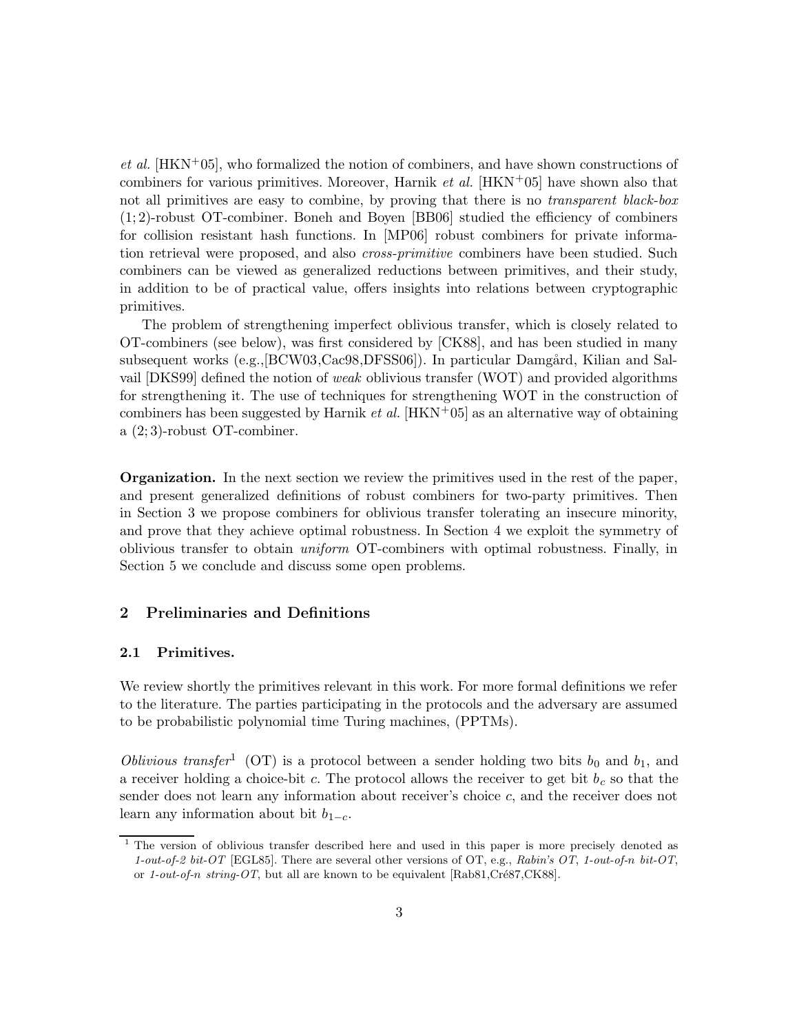*et al.* [HKN+05], who formalized the notion of combiners, and have shown constructions of combiners for various primitives. Moreover, Harnik *et al.* [HKN+05] have shown also that not all primitives are easy to combine, by proving that there is no *transparent black-box* $(1; 2)$-robust OT-combiner. Boneh and Boyen [BB06] studied the efficiency of combiners for collision resistant hash functions. In [MP06] robust combiners for private information retrieval were proposed, and also *cross-primitive* combiners have been studied. Such combiners can be viewed as generalized reductions between primitives, and their study, in addition to be of practical value, offers insights into relations between cryptographic primitives.

The problem of strengthening imperfect oblivious transfer, which is closely related to OT-combiners (see below), was first considered by [CK88], and has been studied in many subsequent works (e.g.,[BCW03,Cac98,DFSS06]). In particular Damgård, Kilian and Salvail [DKS99] defined the notion of *weak* oblivious transfer (WOT) and provided algorithms for strengthening it. The use of techniques for strengthening WOT in the construction of combiners has been suggested by Harnik *et al.* [HKN+05] as an alternative way of obtaining a $(2; 3)$-robust OT-combiner.

**Organization.** In the next section we review the primitives used in the rest of the paper, and present generalized definitions of robust combiners for two-party primitives. Then in Section 3 we propose combiners for oblivious transfer tolerating an insecure minority, and prove that they achieve optimal robustness. In Section 4 we exploit the symmetry of oblivious transfer to obtain *uniform* OT-combiners with optimal robustness. Finally, in Section 5 we conclude and discuss some open problems.

## 2 Preliminaries and Definitions

### 2.1 Primitives.

We review shortly the primitives relevant in this work. For more formal definitions we refer to the literature. The parties participating in the protocols and the adversary are assumed to be probabilistic polynomial time Turing machines, (PPTMs).

*Oblivious transfer*[1] (OT) is a protocol between a sender holding two bits $b_0$ and $b_1$, and a receiver holding a choice-bit $c$. The protocol allows the receiver to get bit $b_c$ so that the sender does not learn any information about receiver's choice $c$, and the receiver does not learn any information about bit $b_{1-c}$.

[1] The version of oblivious transfer described here and used in this paper is more precisely denoted as *1-out-of-2 bit-OT* [EGL85]. There are several other versions of OT, e.g., *Rabin's OT*, *1-out-of-n bit-OT*, or *1-out-of-n string-OT*, but all are known to be equivalent [Rab81,Cré87,CK88].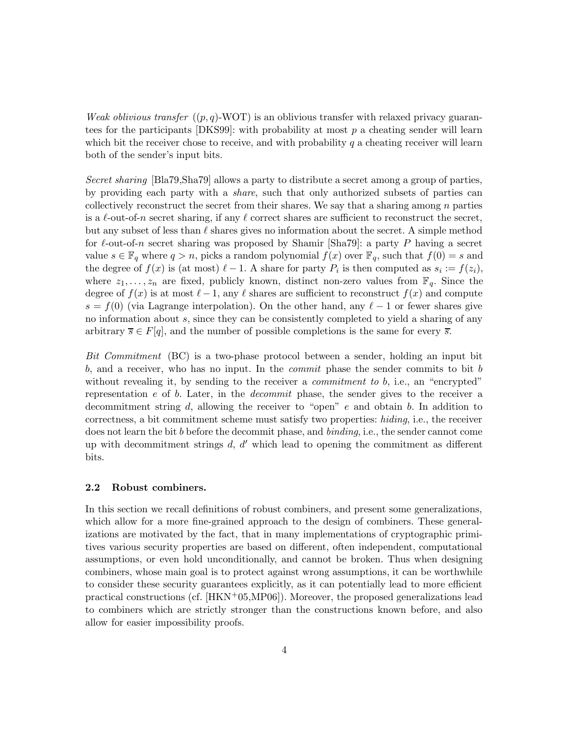*Weak oblivious transfer* ($(p,q)$-WOT) is an oblivious transfer with relaxed privacy guarantees for the participants [DKS99]: with probability at most $p$ a cheating sender will learn which bit the receiver chose to receive, and with probability $q$ a cheating receiver will learn both of the sender's input bits.

*Secret sharing* [Bla79,Sha79] allows a party to distribute a secret among a group of parties, by providing each party with a *share*, such that only authorized subsets of parties can collectively reconstruct the secret from their shares. We say that a sharing among $n$ parties is a $\ell$-out-of-$n$ secret sharing, if any $\ell$ correct shares are sufficient to reconstruct the secret, but any subset of less than $\ell$ shares gives no information about the secret. A simple method for $\ell$-out-of-$n$ secret sharing was proposed by Shamir [Sha79]: a party $P$ having a secret value $s \in \mathbb{F}_q$ where $q > n$, picks a random polynomial $f(x)$ over $\mathbb{F}_q$, such that $f(0) = s$ and the degree of $f(x)$ is (at most) $\ell - 1$. A share for party $P_i$ is then computed as $s_i := f(z_i)$, where $z_1, \ldots, z_n$ are fixed, publicly known, distinct non-zero values from $\mathbb{F}_q$. Since the degree of $f(x)$ is at most $\ell - 1$, any $\ell$ shares are sufficient to reconstruct $f(x)$ and compute $s = f(0)$ (via Lagrange interpolation). On the other hand, any $\ell - 1$ or fewer shares give no information about $s$, since they can be consistently completed to yield a sharing of any arbitrary $\overline{s} \in F[q]$, and the number of possible completions is the same for every $\overline{s}$.

*Bit Commitment* (BC) is a two-phase protocol between a sender, holding an input bit $b$, and a receiver, who has no input. In the *commit* phase the sender commits to bit $b$ without revealing it, by sending to the receiver a *commitment to* $b$, i.e., an "encrypted" representation $e$ of $b$. Later, in the *decommit* phase, the sender gives to the receiver a decommitment string $d$, allowing the receiver to "open" $e$ and obtain $b$. In addition to correctness, a bit commitment scheme must satisfy two properties: *hiding*, i.e., the receiver does not learn the bit $b$ before the decommit phase, and *binding*, i.e., the sender cannot come up with decommitment strings $d$, $d'$ which lead to opening the commitment as different bits.

### 2.2 Robust combiners.

In this section we recall definitions of robust combiners, and present some generalizations, which allow for a more fine-grained approach to the design of combiners. These generalizations are motivated by the fact, that in many implementations of cryptographic primitives various security properties are based on different, often independent, computational assumptions, or even hold unconditionally, and cannot be broken. Thus when designing combiners, whose main goal is to protect against wrong assumptions, it can be worthwhile to consider these security guarantees explicitly, as it can potentially lead to more efficient practical constructions (cf. [HKN+05,MP06]). Moreover, the proposed generalizations lead to combiners which are strictly stronger than the constructions known before, and also allow for easier impossibility proofs.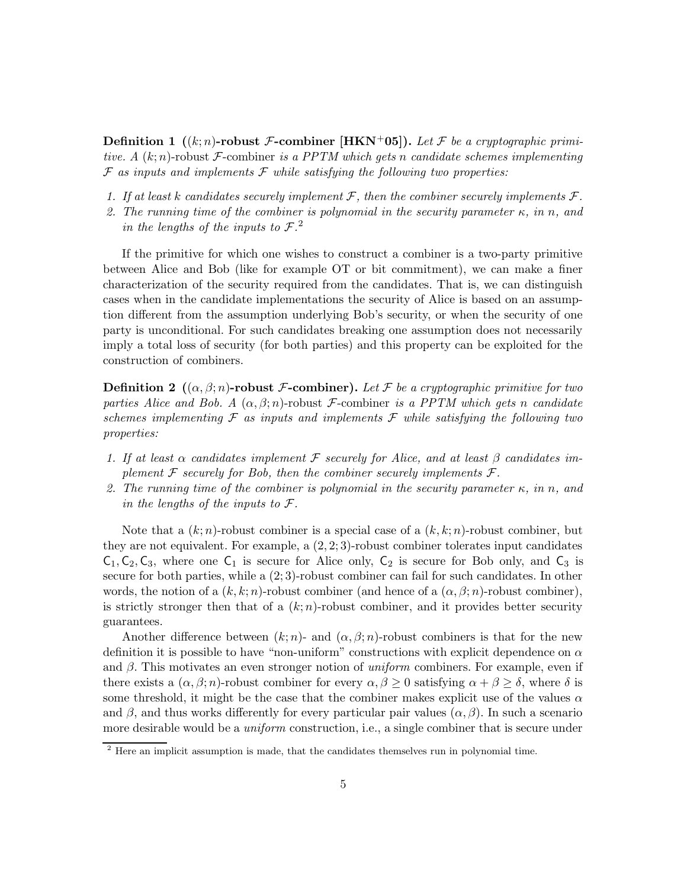**Definition 1** **($(k;n)$-robust $\mathcal{F}$-combiner [HKN+05]).** *Let $\mathcal{F}$ be a cryptographic primitive. A* $(k;n)$-robust $\mathcal{F}$-combiner *is a PPTM which gets $n$ candidate schemes implementing $\mathcal{F}$ as inputs and implements $\mathcal{F}$ while satisfying the following two properties:*

1. *If at least $k$ candidates securely implement $\mathcal{F}$, then the combiner securely implements $\mathcal{F}$.*
2. *The running time of the combiner is polynomial in the security parameter $\kappa$, in $n$, and in the lengths of the inputs to $\mathcal{F}$.*[2]

If the primitive for which one wishes to construct a combiner is a two-party primitive between Alice and Bob (like for example OT or bit commitment), we can make a finer characterization of the security required from the candidates. That is, we can distinguish cases when in the candidate implementations the security of Alice is based on an assumption different from the assumption underlying Bob's security, or when the security of one party is unconditional. For such candidates breaking one assumption does not necessarily imply a total loss of security (for both parties) and this property can be exploited for the construction of combiners.

**Definition 2** **($(\alpha, \beta; n)$-robust $\mathcal{F}$-combiner).** *Let $\mathcal{F}$ be a cryptographic primitive for two parties Alice and Bob. A* $(\alpha, \beta; n)$-robust $\mathcal{F}$-combiner *is a PPTM which gets $n$ candidate schemes implementing $\mathcal{F}$ as inputs and implements $\mathcal{F}$ while satisfying the following two properties:*

1. *If at least $\alpha$ candidates implement $\mathcal{F}$ securely for Alice, and at least $\beta$ candidates implement $\mathcal{F}$ securely for Bob, then the combiner securely implements $\mathcal{F}$.*
2. *The running time of the combiner is polynomial in the security parameter $\kappa$, in $n$, and in the lengths of the inputs to $\mathcal{F}$.*

Note that a $(k;n)$-robust combiner is a special case of a $(k,k;n)$-robust combiner, but they are not equivalent. For example, a $(2,2;3)$-robust combiner tolerates input candidates $\mathsf{C}_1, \mathsf{C}_2, \mathsf{C}_3$, where one $\mathsf{C}_1$ is secure for Alice only, $\mathsf{C}_2$ is secure for Bob only, and $\mathsf{C}_3$ is secure for both parties, while a $(2;3)$-robust combiner can fail for such candidates. In other words, the notion of a $(k,k;n)$-robust combiner (and hence of a $(\alpha,\beta;n)$-robust combiner), is strictly stronger then that of a $(k;n)$-robust combiner, and it provides better security guarantees.

Another difference between $(k;n)$- and $(\alpha,\beta;n)$-robust combiners is that for the new definition it is possible to have "non-uniform" constructions with explicit dependence on $\alpha$ and $\beta$. This motivates an even stronger notion of *uniform* combiners. For example, even if there exists a $(\alpha,\beta;n)$-robust combiner for every $\alpha,\beta \geq 0$ satisfying $\alpha+\beta \geq \delta$, where $\delta$ is some threshold, it might be the case that the combiner makes explicit use of the values $\alpha$ and $\beta$, and thus works differently for every particular pair values $(\alpha,\beta)$. In such a scenario more desirable would be a *uniform* construction, i.e., a single combiner that is secure under

[2] Here an implicit assumption is made, that the candidates themselves run in polynomial time.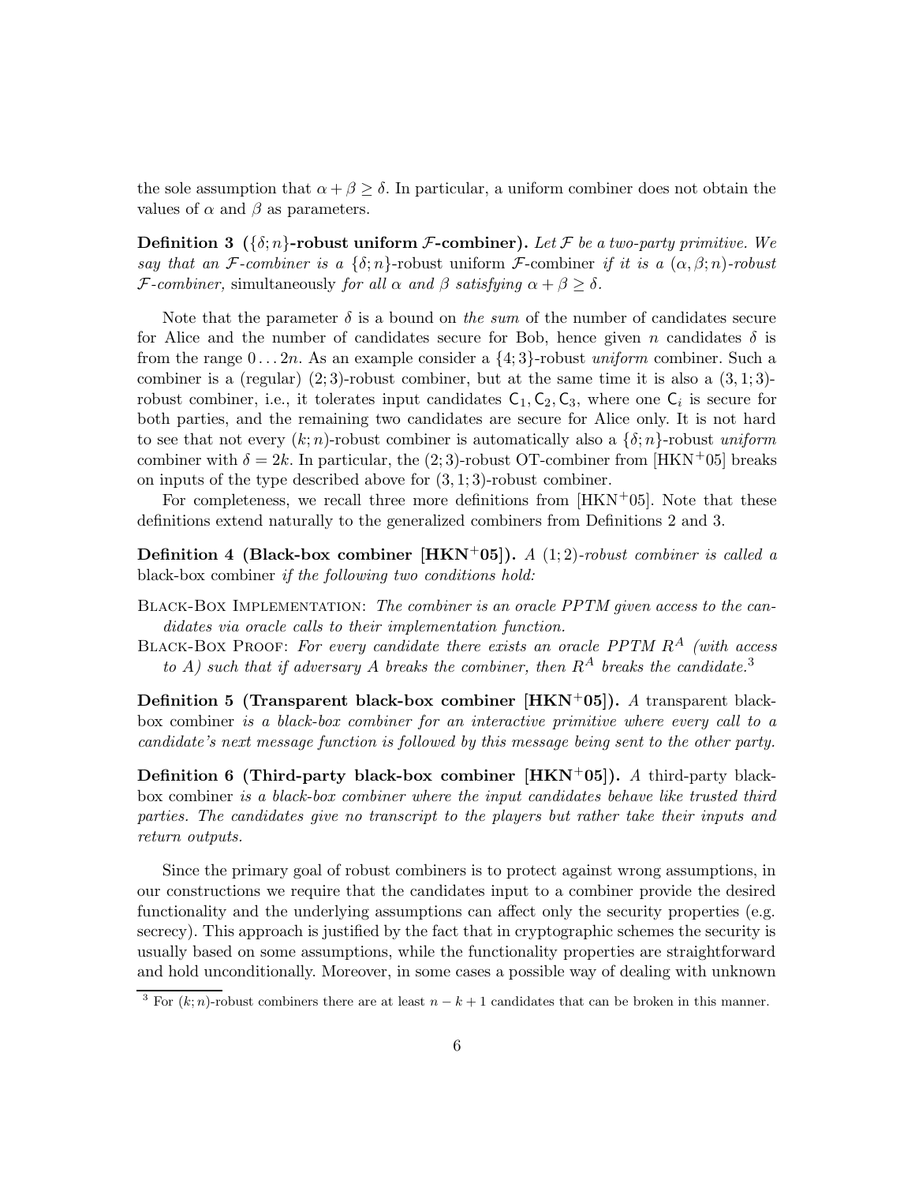the sole assumption that $\alpha + \beta \geq \delta$. In particular, a uniform combiner does not obtain the values of $\alpha$ and $\beta$ as parameters.

**Definition 3 ($\{\delta; n\}$-robust uniform $\mathcal{F}$-combiner).** *Let $\mathcal{F}$ be a two-party primitive. We say that an $\mathcal{F}$-combiner is a* $\{\delta; n\}$-robust uniform $\mathcal{F}$-combiner *if it is a $(\alpha, \beta; n)$-robust $\mathcal{F}$-combiner,* simultaneously *for all $\alpha$ and $\beta$ satisfying $\alpha + \beta \geq \delta$.*

Note that the parameter $\delta$ is a bound on *the sum* of the number of candidates secure for Alice and the number of candidates secure for Bob, hence given $n$ candidates $\delta$ is from the range $0 \ldots 2n$. As an example consider a $\{4; 3\}$-robust *uniform* combiner. Such a combiner is a (regular) $(2; 3)$-robust combiner, but at the same time it is also a $(3, 1; 3)$-robust combiner, i.e., it tolerates input candidates $\mathsf{C}_1, \mathsf{C}_2, \mathsf{C}_3$, where one $\mathsf{C}_i$ is secure for both parties, and the remaining two candidates are secure for Alice only. It is not hard to see that not every $(k; n)$-robust combiner is automatically also a $\{\delta; n\}$-robust *uniform* combiner with $\delta = 2k$. In particular, the $(2; 3)$-robust OT-combiner from [HKN+05] breaks on inputs of the type described above for $(3, 1; 3)$-robust combiner.

For completeness, we recall three more definitions from [HKN+05]. Note that these definitions extend naturally to the generalized combiners from Definitions 2 and 3.

**Definition 4 (Black-box combiner [HKN+05]).** *A $(1; 2)$-robust combiner is called a* black-box combiner *if the following two conditions hold:*

Black-Box Implementation: *The combiner is an oracle PPTM given access to the candidates via oracle calls to their implementation function.*

Black-Box Proof: *For every candidate there exists an oracle PPTM $R^A$ (with access to $A$) such that if adversary $A$ breaks the combiner, then $R^A$ breaks the candidate.*[3]

**Definition 5 (Transparent black-box combiner [HKN+05]).** *A* transparent black-box combiner *is a black-box combiner for an interactive primitive where every call to a candidate's next message function is followed by this message being sent to the other party.*

**Definition 6 (Third-party black-box combiner [HKN+05]).** *A* third-party black-box combiner *is a black-box combiner where the input candidates behave like trusted third parties. The candidates give no transcript to the players but rather take their inputs and return outputs.*

Since the primary goal of robust combiners is to protect against wrong assumptions, in our constructions we require that the candidates input to a combiner provide the desired functionality and the underlying assumptions can affect only the security properties (e.g. secrecy). This approach is justified by the fact that in cryptographic schemes the security is usually based on some assumptions, while the functionality properties are straightforward and hold unconditionally. Moreover, in some cases a possible way of dealing with unknown

[3] For $(k; n)$-robust combiners there are at least $n - k + 1$ candidates that can be broken in this manner.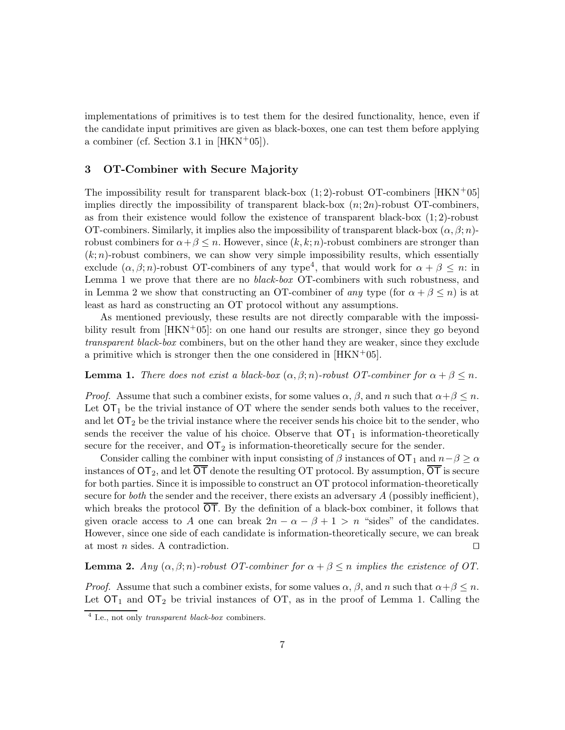implementations of primitives is to test them for the desired functionality, hence, even if the candidate input primitives are given as black-boxes, one can test them before applying a combiner (cf. Section 3.1 in [HKN+05]).

## 3 OT-Combiner with Secure Majority

The impossibility result for transparent black-box $(1;2)$-robust OT-combiners [HKN+05] implies directly the impossibility of transparent black-box $(n;2n)$-robust OT-combiners, as from their existence would follow the existence of transparent black-box $(1;2)$-robust OT-combiners. Similarly, it implies also the impossibility of transparent black-box $(\alpha,\beta;n)$-robust combiners for $\alpha+\beta \leq n$. However, since $(k,k;n)$-robust combiners are stronger than $(k;n)$-robust combiners, we can show very simple impossibility results, which essentially exclude $(\alpha,\beta;n)$-robust OT-combiners of any type[4], that would work for $\alpha+\beta \leq n$: in Lemma 1 we prove that there are no *black-box* OT-combiners with such robustness, and in Lemma 2 we show that constructing an OT-combiner of *any* type (for $\alpha+\beta \leq n$) is at least as hard as constructing an OT protocol without any assumptions.

As mentioned previously, these results are not directly comparable with the impossibility result from [HKN+05]: on one hand our results are stronger, since they go beyond *transparent black-box* combiners, but on the other hand they are weaker, since they exclude a primitive which is stronger then the one considered in [HKN+05].

**Lemma 1.** *There does not exist a black-box $(\alpha,\beta;n)$-robust OT-combiner for $\alpha+\beta \leq n$.*

*Proof.* Assume that such a combiner exists, for some values $\alpha$, $\beta$, and $n$ such that $\alpha+\beta \leq n$. Let $\mathsf{OT}_1$ be the trivial instance of OT where the sender sends both values to the receiver, and let $\mathsf{OT}_2$ be the trivial instance where the receiver sends his choice bit to the sender, who sends the receiver the value of his choice. Observe that $\mathsf{OT}_1$ is information-theoretically secure for the receiver, and $\mathsf{OT}_2$ is information-theoretically secure for the sender.

Consider calling the combiner with input consisting of $\beta$ instances of $\mathsf{OT}_1$ and $n-\beta \geq \alpha$ instances of $\mathsf{OT}_2$, and let $\overline{\mathsf{OT}}$ denote the resulting OT protocol. By assumption, $\overline{\mathsf{OT}}$ is secure for both parties. Since it is impossible to construct an OT protocol information-theoretically secure for *both* the sender and the receiver, there exists an adversary $A$ (possibly inefficient), which breaks the protocol $\overline{\mathsf{OT}}$. By the definition of a black-box combiner, it follows that given oracle access to $A$ one can break $2n-\alpha-\beta+1 > n$ "sides" of the candidates. However, since one side of each candidate is information-theoretically secure, we can break at most $n$ sides. A contradiction. ⊓⊔

**Lemma 2.** *Any $(\alpha,\beta;n)$-robust OT-combiner for $\alpha+\beta \leq n$ implies the existence of OT.*

*Proof.* Assume that such a combiner exists, for some values $\alpha$, $\beta$, and $n$ such that $\alpha+\beta \leq n$. Let $\mathsf{OT}_1$ and $\mathsf{OT}_2$ be trivial instances of OT, as in the proof of Lemma 1. Calling the

[4] I.e., not only *transparent black-box* combiners.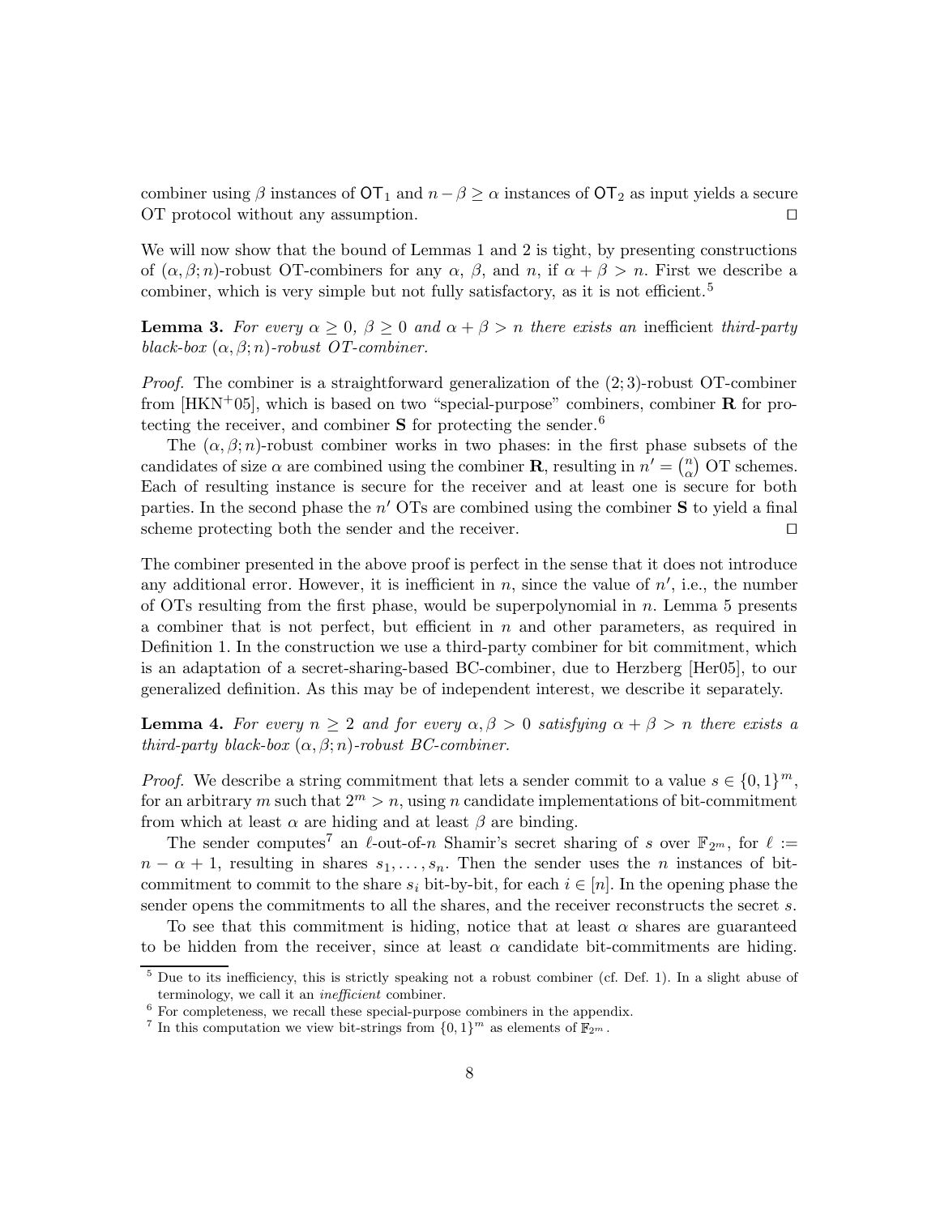combiner using $\beta$ instances of $\mathsf{OT}_1$ and $n-\beta \geq \alpha$ instances of $\mathsf{OT}_2$ as input yields a secure OT protocol without any assumption. ⊓⊔

We will now show that the bound of Lemmas 1 and 2 is tight, by presenting constructions of $(\alpha, \beta; n)$-robust OT-combiners for any $\alpha$, $\beta$, and $n$, if $\alpha + \beta > n$. First we describe a combiner, which is very simple but not fully satisfactory, as it is not efficient.[5]

**Lemma 3.** *For every $\alpha \geq 0$, $\beta \geq 0$ and $\alpha + \beta > n$ there exists an* inefficient *third-party black-box $(\alpha, \beta; n)$-robust OT-combiner.*

*Proof.* The combiner is a straightforward generalization of the $(2;3)$-robust OT-combiner from [HKN+05], which is based on two "special-purpose" combiners, combiner **R** for protecting the receiver, and combiner **S** for protecting the sender.[6]

The $(\alpha, \beta; n)$-robust combiner works in two phases: in the first phase subsets of the candidates of size $\alpha$ are combined using the combiner **R**, resulting in $n' = \binom{n}{\alpha}$ OT schemes. Each of resulting instance is secure for the receiver and at least one is secure for both parties. In the second phase the $n'$ OTs are combined using the combiner **S** to yield a final scheme protecting both the sender and the receiver. ⊓⊔

The combiner presented in the above proof is perfect in the sense that it does not introduce any additional error. However, it is inefficient in $n$, since the value of $n'$, i.e., the number of OTs resulting from the first phase, would be superpolynomial in $n$. Lemma 5 presents a combiner that is not perfect, but efficient in $n$ and other parameters, as required in Definition 1. In the construction we use a third-party combiner for bit commitment, which is an adaptation of a secret-sharing-based BC-combiner, due to Herzberg [Her05], to our generalized definition. As this may be of independent interest, we describe it separately.

**Lemma 4.** *For every $n \geq 2$ and for every $\alpha, \beta > 0$ satisfying $\alpha + \beta > n$ there exists a third-party black-box $(\alpha, \beta; n)$-robust BC-combiner.*

*Proof.* We describe a string commitment that lets a sender commit to a value $s \in \{0,1\}^m$, for an arbitrary $m$ such that $2^m > n$, using $n$ candidate implementations of bit-commitment from which at least $\alpha$ are hiding and at least $\beta$ are binding.

The sender computes[7] an $\ell$-out-of-$n$ Shamir's secret sharing of $s$ over $\mathbb{F}_{2^m}$, for $\ell := n - \alpha + 1$, resulting in shares $s_1, \ldots, s_n$. Then the sender uses the $n$ instances of bit-commitment to commit to the share $s_i$ bit-by-bit, for each $i \in [n]$. In the opening phase the sender opens the commitments to all the shares, and the receiver reconstructs the secret $s$.

To see that this commitment is hiding, notice that at least $\alpha$ shares are guaranteed to be hidden from the receiver, since at least $\alpha$ candidate bit-commitments are hiding.

[5] Due to its inefficiency, this is strictly speaking not a robust combiner (cf. Def. 1). In a slight abuse of terminology, we call it an *inefficient* combiner.

[6] For completeness, we recall these special-purpose combiners in the appendix.

[7] In this computation we view bit-strings from $\{0,1\}^m$ as elements of $\mathbb{F}_{2^m}$.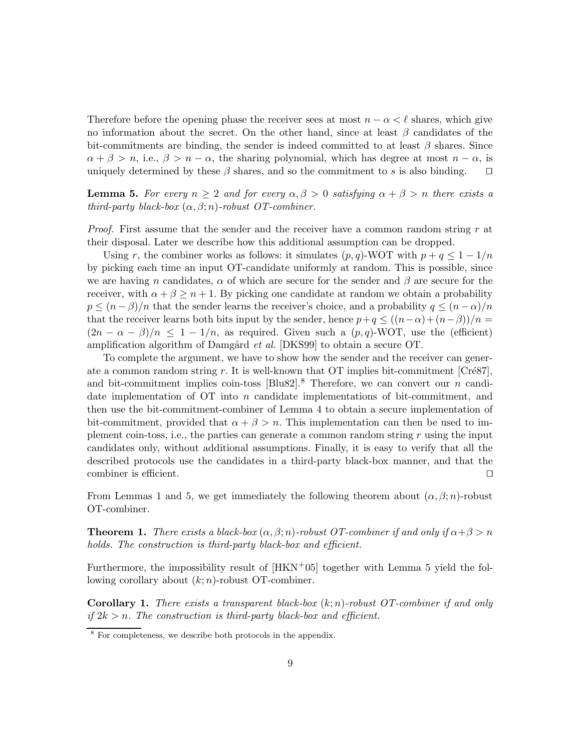Therefore before the opening phase the receiver sees at most $n - \alpha < \ell$ shares, which give no information about the secret. On the other hand, since at least $\beta$ candidates of the bit-commitments are binding, the sender is indeed committed to at least $\beta$ shares. Since $\alpha + \beta > n$, i.e., $\beta > n - \alpha$, the sharing polynomial, which has degree at most $n - \alpha$, is uniquely determined by these $\beta$ shares, and so the commitment to $s$ is also binding. ⊓⊔

**Lemma 5.** *For every $n \geq 2$ and for every $\alpha, \beta > 0$ satisfying $\alpha + \beta > n$ there exists a third-party black-box $(\alpha, \beta; n)$-robust OT-combiner.*

*Proof.* First assume that the sender and the receiver have a common random string $r$ at their disposal. Later we describe how this additional assumption can be dropped.

Using $r$, the combiner works as follows: it simulates $(p, q)$-WOT with $p + q \leq 1 - 1/n$ by picking each time an input OT-candidate uniformly at random. This is possible, since we are having $n$ candidates, $\alpha$ of which are secure for the sender and $\beta$ are secure for the receiver, with $\alpha + \beta \geq n + 1$. By picking one candidate at random we obtain a probability $p \leq (n - \beta)/n$ that the sender learns the receiver's choice, and a probability $q \leq (n - \alpha)/n$ that the receiver learns both bits input by the sender, hence $p + q \leq ((n-\alpha)+(n-\beta))/n = (2n - \alpha - \beta)/n \leq 1 - 1/n$, as required. Given such a $(p, q)$-WOT, use the (efficient) amplification algorithm of Damgård *et al.* [DKS99] to obtain a secure OT.

To complete the argument, we have to show how the sender and the receiver can generate a common random string $r$. It is well-known that OT implies bit-commitment [Cré87], and bit-commitment implies coin-toss [Blu82].[8] Therefore, we can convert our $n$ candidate implementation of OT into $n$ candidate implementations of bit-commitment, and then use the bit-commitment-combiner of Lemma 4 to obtain a secure implementation of bit-commitment, provided that $\alpha + \beta > n$. This implementation can then be used to implement coin-toss, i.e., the parties can generate a common random string $r$ using the input candidates only, without additional assumptions. Finally, it is easy to verify that all the described protocols use the candidates in a third-party black-box manner, and that the combiner is efficient. ⊓⊔

From Lemmas 1 and 5, we get immediately the following theorem about $(\alpha, \beta; n)$-robust OT-combiner.

**Theorem 1.** *There exists a black-box $(\alpha, \beta; n)$-robust OT-combiner if and only if $\alpha + \beta > n$ holds. The construction is third-party black-box and efficient.*

Furthermore, the impossibility result of [HKN+05] together with Lemma 5 yield the following corollary about $(k; n)$-robust OT-combiner.

**Corollary 1.** *There exists a transparent black-box $(k; n)$-robust OT-combiner if and only if $2k > n$. The construction is third-party black-box and efficient.*

[8] For completeness, we describe both protocols in the appendix.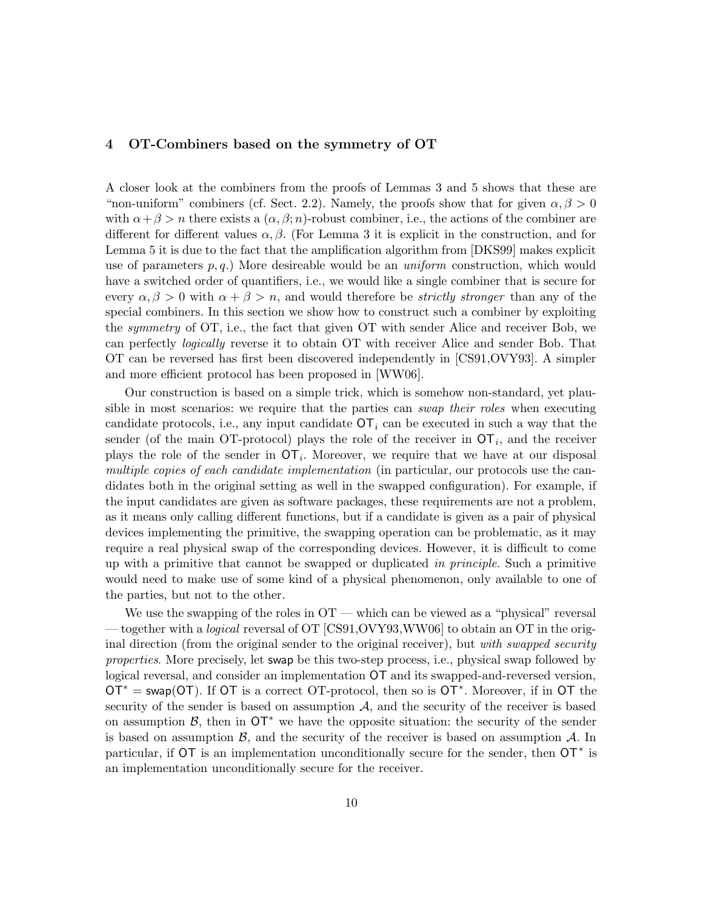## 4 OT-Combiners based on the symmetry of OT

A closer look at the combiners from the proofs of Lemmas 3 and 5 shows that these are "non-uniform" combiners (cf. Sect. 2.2). Namely, the proofs show that for given $\alpha, \beta > 0$ with $\alpha + \beta > n$ there exists a $(\alpha, \beta; n)$-robust combiner, i.e., the actions of the combiner are different for different values $\alpha, \beta$. (For Lemma 3 it is explicit in the construction, and for Lemma 5 it is due to the fact that the amplification algorithm from [DKS99] makes explicit use of parameters $p, q$.) More desireable would be an *uniform* construction, which would have a switched order of quantifiers, i.e., we would like a single combiner that is secure for every $\alpha, \beta > 0$ with $\alpha + \beta > n$, and would therefore be *strictly stronger* than any of the special combiners. In this section we show how to construct such a combiner by exploiting the *symmetry* of OT, i.e., the fact that given OT with sender Alice and receiver Bob, we can perfectly *logically* reverse it to obtain OT with receiver Alice and sender Bob. That OT can be reversed has first been discovered independently in [CS91,OVY93]. A simpler and more efficient protocol has been proposed in [WW06].

Our construction is based on a simple trick, which is somehow non-standard, yet plausible in most scenarios: we require that the parties can *swap their roles* when executing candidate protocols, i.e., any input candidate $\mathsf{OT}_i$ can be executed in such a way that the sender (of the main OT-protocol) plays the role of the receiver in $\mathsf{OT}_i$, and the receiver plays the role of the sender in $\mathsf{OT}_i$. Moreover, we require that we have at our disposal *multiple copies of each candidate implementation* (in particular, our protocols use the candidates both in the original setting as well in the swapped configuration). For example, if the input candidates are given as software packages, these requirements are not a problem, as it means only calling different functions, but if a candidate is given as a pair of physical devices implementing the primitive, the swapping operation can be problematic, as it may require a real physical swap of the corresponding devices. However, it is difficult to come up with a primitive that cannot be swapped or duplicated *in principle*. Such a primitive would need to make use of some kind of a physical phenomenon, only available to one of the parties, but not to the other.

We use the swapping of the roles in OT — which can be viewed as a "physical" reversal — together with a *logical* reversal of OT [CS91,OVY93,WW06] to obtain an OT in the original direction (from the original sender to the original receiver), but *with swapped security properties*. More precisely, let $\mathsf{swap}$ be this two-step process, i.e., physical swap followed by logical reversal, and consider an implementation $\mathsf{OT}$ and its swapped-and-reversed version, $\mathsf{OT}^* = \mathsf{swap}(\mathsf{OT})$. If $\mathsf{OT}$ is a correct OT-protocol, then so is $\mathsf{OT}^*$. Moreover, if in $\mathsf{OT}$ the security of the sender is based on assumption $\mathcal{A}$, and the security of the receiver is based on assumption $\mathcal{B}$, then in $\mathsf{OT}^*$ we have the opposite situation: the security of the sender is based on assumption $\mathcal{B}$, and the security of the receiver is based on assumption $\mathcal{A}$. In particular, if $\mathsf{OT}$ is an implementation unconditionally secure for the sender, then $\mathsf{OT}^*$ is an implementation unconditionally secure for the receiver.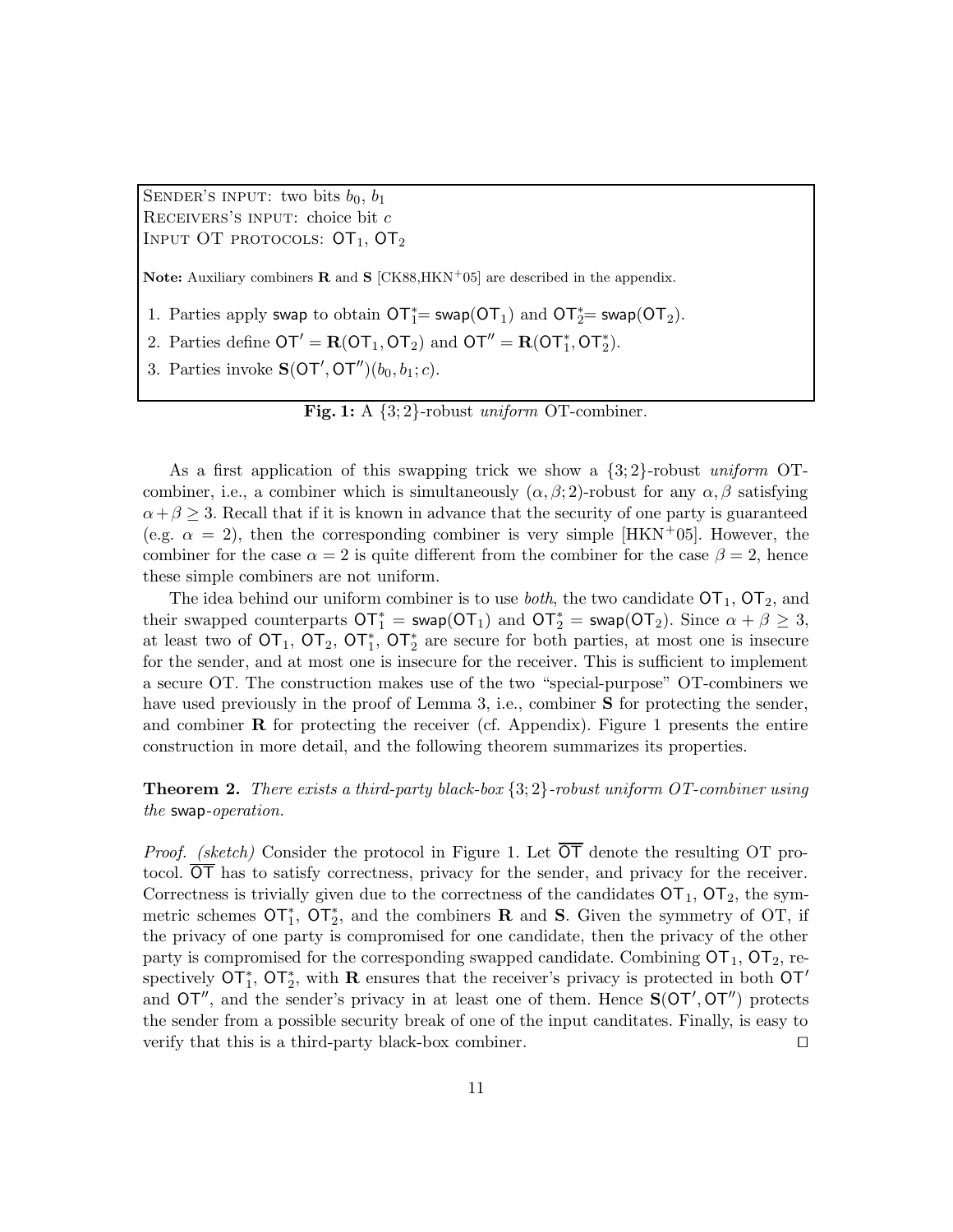Sender's input: two bits $b_0$, $b_1$
Receivers's input: choice bit $c$
Input OT protocols: $\mathsf{OT}_1$, $\mathsf{OT}_2$

**Note:** Auxiliary combiners $\mathbf{R}$ and $\mathbf{S}$ [CK88,HKN+05] are described in the appendix.

1. Parties apply $\mathsf{swap}$ to obtain $\mathsf{OT}_1^*= \mathsf{swap}(\mathsf{OT}_1)$ and $\mathsf{OT}_2^*= \mathsf{swap}(\mathsf{OT}_2)$.
2. Parties define $\mathsf{OT}' = \mathbf{R}(\mathsf{OT}_1, \mathsf{OT}_2)$ and $\mathsf{OT}'' = \mathbf{R}(\mathsf{OT}_1^*, \mathsf{OT}_2^*)$.
3. Parties invoke $\mathbf{S}(\mathsf{OT}', \mathsf{OT}'')(b_0, b_1; c)$.

**Fig. 1:** A $\{3;2\}$-robust *uniform* OT-combiner.

As a first application of this swapping trick we show a $\{3;2\}$-robust *uniform* OT-combiner, i.e., a combiner which is simultaneously $(\alpha, \beta; 2)$-robust for any $\alpha, \beta$ satisfying $\alpha + \beta \geq 3$. Recall that if it is known in advance that the security of one party is guaranteed (e.g. $\alpha = 2$), then the corresponding combiner is very simple [HKN+05]. However, the combiner for the case $\alpha = 2$ is quite different from the combiner for the case $\beta = 2$, hence these simple combiners are not uniform.

The idea behind our uniform combiner is to use *both*, the two candidate $\mathsf{OT}_1$, $\mathsf{OT}_2$, and their swapped counterparts $\mathsf{OT}_1^* = \mathsf{swap}(\mathsf{OT}_1)$ and $\mathsf{OT}_2^* = \mathsf{swap}(\mathsf{OT}_2)$. Since $\alpha + \beta \geq 3$, at least two of $\mathsf{OT}_1$, $\mathsf{OT}_2$, $\mathsf{OT}_1^*$, $\mathsf{OT}_2^*$ are secure for both parties, at most one is insecure for the sender, and at most one is insecure for the receiver. This is sufficient to implement a secure OT. The construction makes use of the two "special-purpose" OT-combiners we have used previously in the proof of Lemma 3, i.e., combiner $\mathbf{S}$ for protecting the sender, and combiner $\mathbf{R}$ for protecting the receiver (cf. Appendix). Figure 1 presents the entire construction in more detail, and the following theorem summarizes its properties.

**Theorem 2.** *There exists a third-party black-box $\{3;2\}$-robust uniform OT-combiner using the* $\mathsf{swap}$*-operation.*

*Proof. (sketch)* Consider the protocol in Figure 1. Let $\overline{\mathsf{OT}}$ denote the resulting OT protocol. $\overline{\mathsf{OT}}$ has to satisfy correctness, privacy for the sender, and privacy for the receiver. Correctness is trivially given due to the correctness of the candidates $\mathsf{OT}_1$, $\mathsf{OT}_2$, the symmetric schemes $\mathsf{OT}_1^*$, $\mathsf{OT}_2^*$, and the combiners $\mathbf{R}$ and $\mathbf{S}$. Given the symmetry of OT, if the privacy of one party is compromised for one candidate, then the privacy of the other party is compromised for the corresponding swapped candidate. Combining $\mathsf{OT}_1$, $\mathsf{OT}_2$, respectively $\mathsf{OT}_1^*$, $\mathsf{OT}_2^*$, with $\mathbf{R}$ ensures that the receiver's privacy is protected in both $\mathsf{OT}'$ and $\mathsf{OT}''$, and the sender's privacy in at least one of them. Hence $\mathbf{S}(\mathsf{OT}', \mathsf{OT}'')$ protects the sender from a possible security break of one of the input canditates. Finally, is easy to verify that this is a third-party black-box combiner. ☐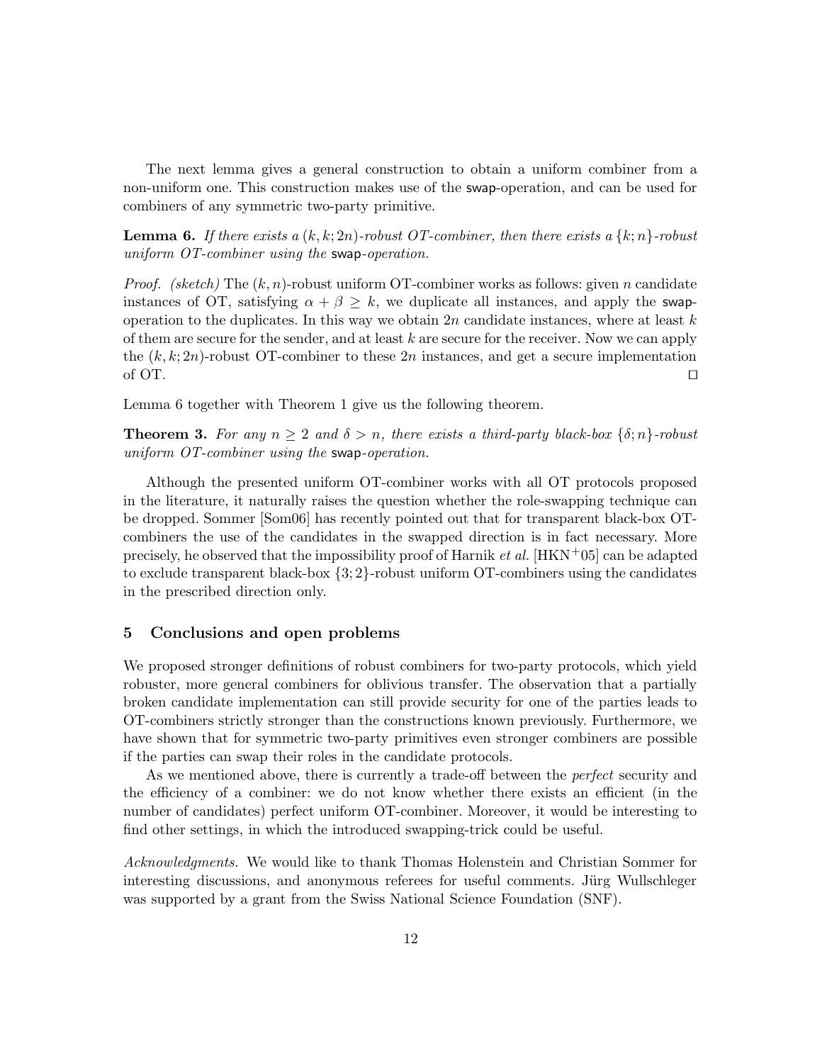The next lemma gives a general construction to obtain a uniform combiner from a non-uniform one. This construction makes use of the swap-operation, and can be used for combiners of any symmetric two-party primitive.

**Lemma 6.** *If there exists a $(k, k; 2n)$-robust OT-combiner, then there exists a $\{k; n\}$-robust uniform OT-combiner using the* swap*-operation.*

*Proof. (sketch)* The $(k, n)$-robust uniform OT-combiner works as follows: given $n$ candidate instances of OT, satisfying $\alpha + \beta \geq k$, we duplicate all instances, and apply the swap-operation to the duplicates. In this way we obtain $2n$ candidate instances, where at least $k$ of them are secure for the sender, and at least $k$ are secure for the receiver. Now we can apply the $(k, k; 2n)$-robust OT-combiner to these $2n$ instances, and get a secure implementation of OT. ⊓⊔

Lemma 6 together with Theorem 1 give us the following theorem.

**Theorem 3.** *For any $n \geq 2$ and $\delta > n$, there exists a third-party black-box $\{\delta; n\}$-robust uniform OT-combiner using the* swap*-operation.*

Although the presented uniform OT-combiner works with all OT protocols proposed in the literature, it naturally raises the question whether the role-swapping technique can be dropped. Sommer [Som06] has recently pointed out that for transparent black-box OT-combiners the use of the candidates in the swapped direction is in fact necessary. More precisely, he observed that the impossibility proof of Harnik *et al.* [HKN[+]05] can be adapted to exclude transparent black-box $\{3; 2\}$-robust uniform OT-combiners using the candidates in the prescribed direction only.

## 5 Conclusions and open problems

We proposed stronger definitions of robust combiners for two-party protocols, which yield robuster, more general combiners for oblivious transfer. The observation that a partially broken candidate implementation can still provide security for one of the parties leads to OT-combiners strictly stronger than the constructions known previously. Furthermore, we have shown that for symmetric two-party primitives even stronger combiners are possible if the parties can swap their roles in the candidate protocols.

As we mentioned above, there is currently a trade-off between the *perfect* security and the efficiency of a combiner: we do not know whether there exists an efficient (in the number of candidates) perfect uniform OT-combiner. Moreover, it would be interesting to find other settings, in which the introduced swapping-trick could be useful.

*Acknowledgments.* We would like to thank Thomas Holenstein and Christian Sommer for interesting discussions, and anonymous referees for useful comments. Jürg Wullschleger was supported by a grant from the Swiss National Science Foundation (SNF).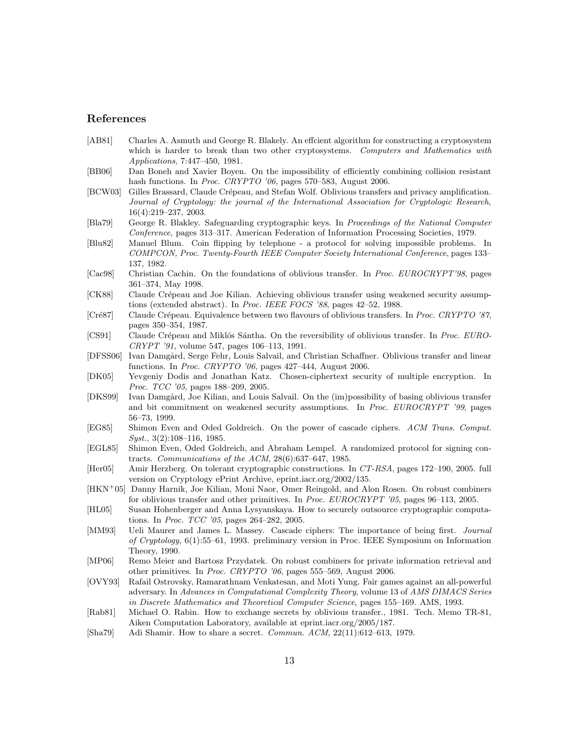## References

[AB81] Charles A. Asmuth and George R. Blakely. An effcient algorithm for constructing a cryptosystem which is harder to break than two other cryptosystems. *Computers and Mathematics with Applications*, 7:447–450, 1981.

[BB06] Dan Boneh and Xavier Boyen. On the impossibility of efficiently combining collision resistant hash functions. In *Proc. CRYPTO '06*, pages 570–583, August 2006.

[BCW03] Gilles Brassard, Claude Crépeau, and Stefan Wolf. Oblivious transfers and privacy amplification. *Journal of Cryptology: the journal of the International Association for Cryptologic Research*, 16(4):219–237, 2003.

[Bla79] George R. Blakley. Safeguarding cryptographic keys. In *Proceedings of the National Computer Conference*, pages 313–317. American Federation of Information Processing Societies, 1979.

[Blu82] Manuel Blum. Coin flipping by telephone - a protocol for solving impossible problems. In *COMPCON, Proc. Twenty-Fourth IEEE Computer Society International Conference*, pages 133–137, 1982.

[Cac98] Christian Cachin. On the foundations of oblivious transfer. In *Proc. EUROCRYPT'98*, pages 361–374, May 1998.

[CK88] Claude Crépeau and Joe Kilian. Achieving oblivious transfer using weakened security assumptions (extended abstract). In *Proc. IEEE FOCS '88*, pages 42–52, 1988.

[Cré87] Claude Crépeau. Equivalence between two flavours of oblivious transfers. In *Proc. CRYPTO '87*, pages 350–354, 1987.

[CS91] Claude Crépeau and Miklós Sántha. On the reversibility of oblivious transfer. In *Proc. EUROCRYPT '91*, volume 547, pages 106–113, 1991.

[DFSS06] Ivan Damgård, Serge Fehr, Louis Salvail, and Christian Schaffner. Oblivious transfer and linear functions. In *Proc. CRYPTO '06*, pages 427–444, August 2006.

[DK05] Yevgeniy Dodis and Jonathan Katz. Chosen-ciphertext security of multiple encryption. In *Proc. TCC '05*, pages 188–209, 2005.

[DKS99] Ivan Damgård, Joe Kilian, and Louis Salvail. On the (im)possibility of basing oblivious transfer and bit commitment on weakened security assumptions. In *Proc. EUROCRYPT '99*, pages 56–73, 1999.

[EG85] Shimon Even and Oded Goldreich. On the power of cascade ciphers. *ACM Trans. Comput. Syst.*, 3(2):108–116, 1985.

[EGL85] Shimon Even, Oded Goldreich, and Abraham Lempel. A randomized protocol for signing contracts. *Communications of the ACM*, 28(6):637–647, 1985.

[Her05] Amir Herzberg. On tolerant cryptographic constructions. In *CT-RSA*, pages 172–190, 2005. full version on Cryptology ePrint Archive, eprint.iacr.org/2002/135.

[HKN+05] Danny Harnik, Joe Kilian, Moni Naor, Omer Reingold, and Alon Rosen. On robust combiners for oblivious transfer and other primitives. In *Proc. EUROCRYPT '05*, pages 96–113, 2005.

[HL05] Susan Hohenberger and Anna Lysyanskaya. How to securely outsource cryptographic computations. In *Proc. TCC '05*, pages 264–282, 2005.

[MM93] Ueli Maurer and James L. Massey. Cascade ciphers: The importance of being first. *Journal of Cryptology*, 6(1):55–61, 1993. preliminary version in Proc. IEEE Symposium on Information Theory, 1990.

[MP06] Remo Meier and Bartosz Przydatek. On robust combiners for private information retrieval and other primitives. In *Proc. CRYPTO '06*, pages 555–569, August 2006.

[OVY93] Rafail Ostrovsky, Ramarathnam Venkatesan, and Moti Yung. Fair games against an all-powerful adversary. In *Advances in Computational Complexity Theory*, volume 13 of *AMS DIMACS Series in Discrete Mathematics and Theoretical Computer Science*, pages 155–169. AMS, 1993.

[Rab81] Michael O. Rabin. How to exchange secrets by oblivious transfer., 1981. Tech. Memo TR-81, Aiken Computation Laboratory, available at eprint.iacr.org/2005/187.

[Sha79] Adi Shamir. How to share a secret. *Commun. ACM*, 22(11):612–613, 1979.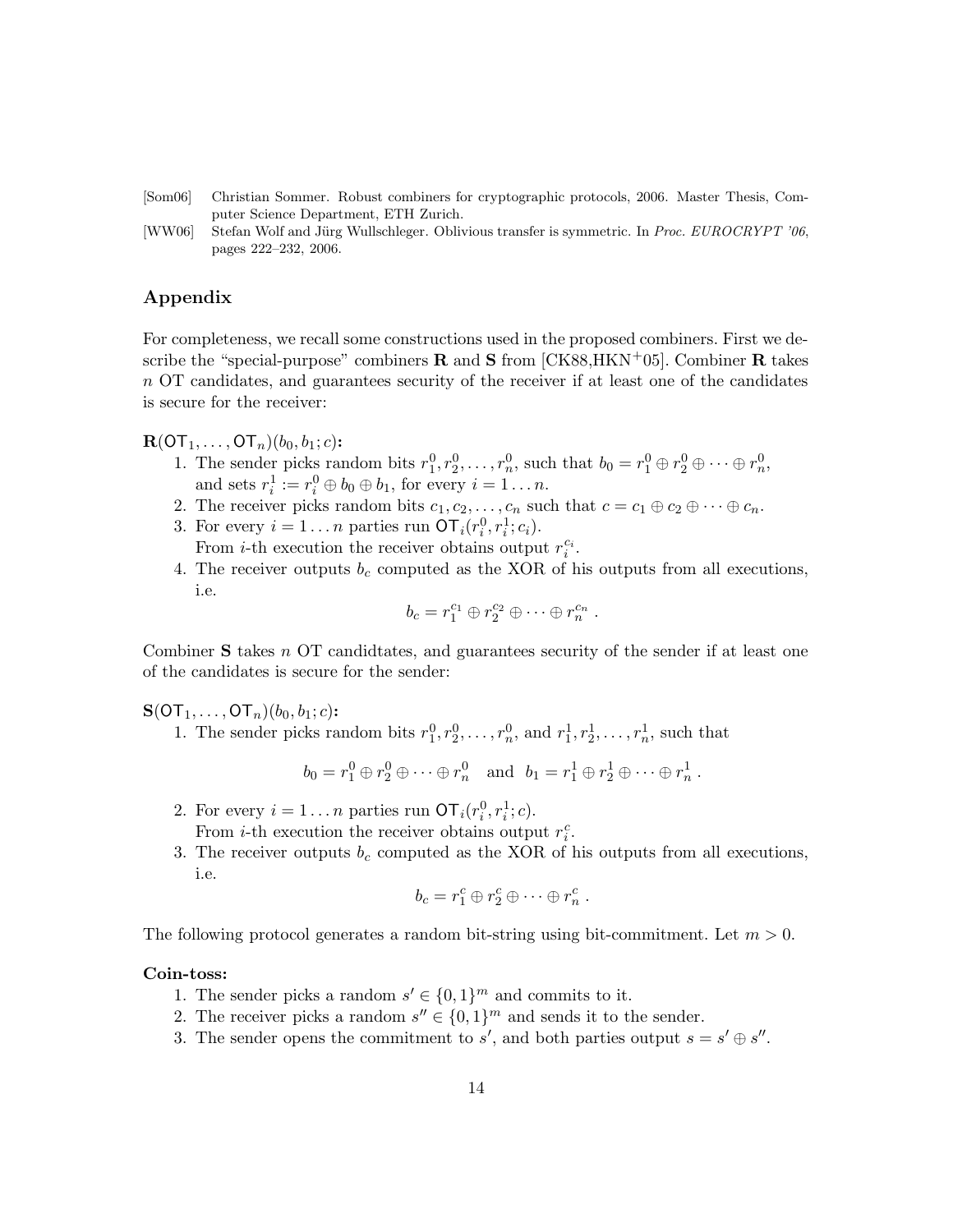[Som06] Christian Sommer. Robust combiners for cryptographic protocols, 2006. Master Thesis, Computer Science Department, ETH Zurich.

[WW06] Stefan Wolf and Jürg Wullschleger. Oblivious transfer is symmetric. In *Proc. EUROCRYPT '06*, pages 222–232, 2006.

## Appendix

For completeness, we recall some constructions used in the proposed combiners. First we describe the "special-purpose" combiners $\mathbf{R}$ and $\mathbf{S}$ from [CK88,HKN+05]. Combiner $\mathbf{R}$ takes $n$ OT candidates, and guarantees security of the receiver if at least one of the candidates is secure for the receiver:

$\mathbf{R}(\mathsf{OT}_1, \ldots, \mathsf{OT}_n)(b_0, b_1; c)$**:**

1. The sender picks random bits $r_1^0, r_2^0, \ldots, r_n^0$, such that $b_0 = r_1^0 \oplus r_2^0 \oplus \cdots \oplus r_n^0$, and sets $r_i^1 := r_i^0 \oplus b_0 \oplus b_1$, for every $i = 1 \ldots n$.
2. The receiver picks random bits $c_1, c_2, \ldots, c_n$ such that $c = c_1 \oplus c_2 \oplus \cdots \oplus c_n$.
3. For every $i = 1 \ldots n$ parties run $\mathsf{OT}_i(r_i^0, r_i^1; c_i)$.
   From $i$-th execution the receiver obtains output $r_i^{c_i}$.
4. The receiver outputs $b_c$ computed as the XOR of his outputs from all executions, i.e.
$$b_c = r_1^{c_1} \oplus r_2^{c_2} \oplus \cdots \oplus r_n^{c_n} \ .$$

Combiner $\mathbf{S}$ takes $n$ OT candidtates, and guarantees security of the sender if at least one of the candidates is secure for the sender:

$\mathbf{S}(\mathsf{OT}_1, \ldots, \mathsf{OT}_n)(b_0, b_1; c)$**:**

1. The sender picks random bits $r_1^0, r_2^0, \ldots, r_n^0$, and $r_1^1, r_2^1, \ldots, r_n^1$, such that
$$b_0 = r_1^0 \oplus r_2^0 \oplus \cdots \oplus r_n^0 \quad \text{and} \quad b_1 = r_1^1 \oplus r_2^1 \oplus \cdots \oplus r_n^1 \ .$$
2. For every $i = 1 \ldots n$ parties run $\mathsf{OT}_i(r_i^0, r_i^1; c)$.
   From $i$-th execution the receiver obtains output $r_i^c$.
3. The receiver outputs $b_c$ computed as the XOR of his outputs from all executions, i.e.
$$b_c = r_1^c \oplus r_2^c \oplus \cdots \oplus r_n^c \ .$$

The following protocol generates a random bit-string using bit-commitment. Let $m > 0$.

**Coin-toss:**

1. The sender picks a random $s' \in \{0,1\}^m$ and commits to it.
2. The receiver picks a random $s'' \in \{0,1\}^m$ and sends it to the sender.
3. The sender opens the commitment to $s'$, and both parties output $s = s' \oplus s''$.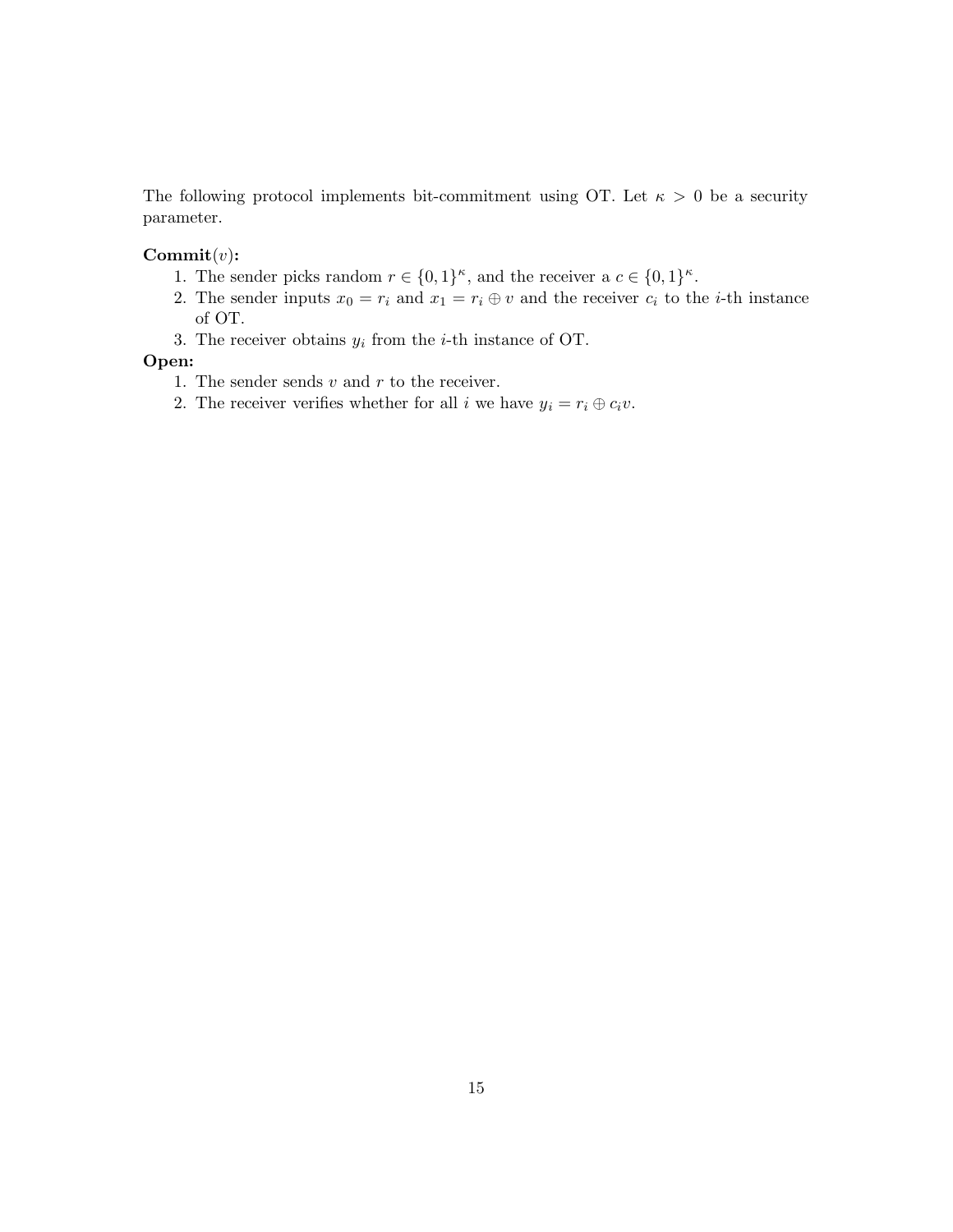The following protocol implements bit-commitment using OT. Let $\kappa > 0$ be a security parameter.

**Commit**$(v)$**:**

1. The sender picks random $r \in \{0,1\}^\kappa$, and the receiver a $c \in \{0,1\}^\kappa$.
2. The sender inputs $x_0 = r_i$ and $x_1 = r_i \oplus v$ and the receiver $c_i$ to the $i$-th instance of OT.
3. The receiver obtains $y_i$ from the $i$-th instance of OT.

**Open:**

1. The sender sends $v$ and $r$ to the receiver.
2. The receiver verifies whether for all $i$ we have $y_i = r_i \oplus c_i v$.